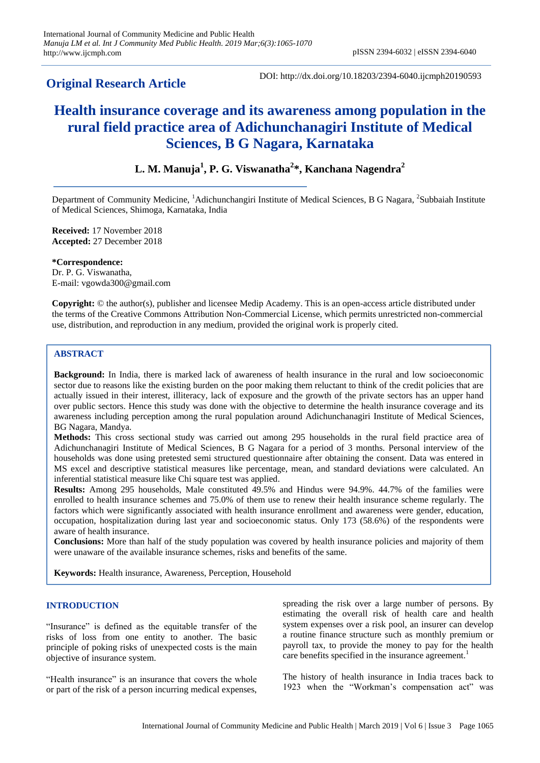**Original Research Article**

DOI: http://dx.doi.org/10.18203/2394-6040.ijcmph20190593

# Health insurance coverage and its awareness among population in the rural field practice area of Adichunchanagiri Institute of Medical Sciences, B G Nagara, Karnataka

**L. M. Manuja[1], P. G. Viswanatha[2]*, Kanchana Nagendra[2]**

Department of Community Medicine, [1]Adichunchangiri Institute of Medical Sciences, B G Nagara, [2]Subbaiah Institute of Medical Sciences, Shimoga, Karnataka, India

**Received:** 17 November 2018
**Accepted:** 27 December 2018

***Correspondence:**
Dr. P. G. Viswanatha,
E-mail: vgowda300@gmail.com

**Copyright:** © the author(s), publisher and licensee Medip Academy. This is an open-access article distributed under the terms of the Creative Commons Attribution Non-Commercial License, which permits unrestricted non-commercial use, distribution, and reproduction in any medium, provided the original work is properly cited.

## ABSTRACT

**Background:** In India, there is marked lack of awareness of health insurance in the rural and low socioeconomic sector due to reasons like the existing burden on the poor making them reluctant to think of the credit policies that are actually issued in their interest, illiteracy, lack of exposure and the growth of the private sectors has an upper hand over public sectors. Hence this study was done with the objective to determine the health insurance coverage and its awareness including perception among the rural population around Adichunchanagiri Institute of Medical Sciences, BG Nagara, Mandya.

**Methods:** This cross sectional study was carried out among 295 households in the rural field practice area of Adichunchanagiri Institute of Medical Sciences, B G Nagara for a period of 3 months. Personal interview of the households was done using pretested semi structured questionnaire after obtaining the consent. Data was entered in MS excel and descriptive statistical measures like percentage, mean, and standard deviations were calculated. An inferential statistical measure like Chi square test was applied.

**Results:** Among 295 households, Male constituted 49.5% and Hindus were 94.9%. 44.7% of the families were enrolled to health insurance schemes and 75.0% of them use to renew their health insurance scheme regularly. The factors which were significantly associated with health insurance enrollment and awareness were gender, education, occupation, hospitalization during last year and socioeconomic status. Only 173 (58.6%) of the respondents were aware of health insurance.

**Conclusions:** More than half of the study population was covered by health insurance policies and majority of them were unaware of the available insurance schemes, risks and benefits of the same.

**Keywords:** Health insurance, Awareness, Perception, Household

## INTRODUCTION

"Insurance" is defined as the equitable transfer of the risks of loss from one entity to another. The basic principle of poking risks of unexpected costs is the main objective of insurance system.

"Health insurance" is an insurance that covers the whole or part of the risk of a person incurring medical expenses, spreading the risk over a large number of persons. By estimating the overall risk of health care and health system expenses over a risk pool, an insurer can develop a routine finance structure such as monthly premium or payroll tax, to provide the money to pay for the health care benefits specified in the insurance agreement.[1]

The history of health insurance in India traces back to 1923 when the "Workman's compensation act" was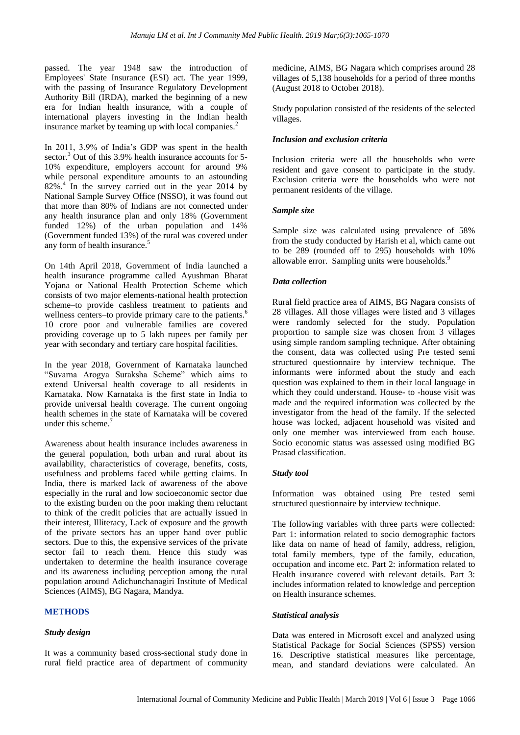passed. The year 1948 saw the introduction of Employees' State Insurance **(**ESI) act. The year 1999, with the passing of Insurance Regulatory Development Authority Bill (IRDA), marked the beginning of a new era for Indian health insurance, with a couple of international players investing in the Indian health insurance market by teaming up with local companies.[2]

In 2011, 3.9% of India's GDP was spent in the health sector.[3] Out of this 3.9% health insurance accounts for 5-10% expenditure, employers account for around 9% while personal expenditure amounts to an astounding 82%.[4] In the survey carried out in the year 2014 by National Sample Survey Office (NSSO), it was found out that more than 80% of Indians are not connected under any health insurance plan and only 18% (Government funded 12%) of the urban population and 14% (Government funded 13%) of the rural was covered under any form of health insurance.[5]

On 14th April 2018, Government of India launched a health insurance programme called Ayushman Bharat Yojana or National Health Protection Scheme which consists of two major elements-national health protection scheme–to provide cashless treatment to patients and wellness centers–to provide primary care to the patients.[6] 10 crore poor and vulnerable families are covered providing coverage up to 5 lakh rupees per family per year with secondary and tertiary care hospital facilities.

In the year 2018, Government of Karnataka launched "Suvarna Arogya Suraksha Scheme" which aims to extend Universal health coverage to all residents in Karnataka. Now Karnataka is the first state in India to provide universal health coverage. The current ongoing health schemes in the state of Karnataka will be covered under this scheme.[7]

Awareness about health insurance includes awareness in the general population, both urban and rural about its availability, characteristics of coverage, benefits, costs, usefulness and problems faced while getting claims. In India, there is marked lack of awareness of the above especially in the rural and low socioeconomic sector due to the existing burden on the poor making them reluctant to think of the credit policies that are actually issued in their interest, Illiteracy, Lack of exposure and the growth of the private sectors has an upper hand over public sectors. Due to this, the expensive services of the private sector fail to reach them. Hence this study was undertaken to determine the health insurance coverage and its awareness including perception among the rural population around Adichunchanagiri Institute of Medical Sciences (AIMS), BG Nagara, Mandya.

## METHODS

### *Study design*

It was a community based cross-sectional study done in rural field practice area of department of community medicine, AIMS, BG Nagara which comprises around 28 villages of 5,138 households for a period of three months (August 2018 to October 2018).

Study population consisted of the residents of the selected villages.

### *Inclusion and exclusion criteria*

Inclusion criteria were all the households who were resident and gave consent to participate in the study. Exclusion criteria were the households who were not permanent residents of the village.

### *Sample size*

Sample size was calculated using prevalence of 58% from the study conducted by Harish et al, which came out to be 289 (rounded off to 295) households with 10% allowable error. Sampling units were households.[9]

### *Data collection*

Rural field practice area of AIMS, BG Nagara consists of 28 villages. All those villages were listed and 3 villages were randomly selected for the study. Population proportion to sample size was chosen from 3 villages using simple random sampling technique. After obtaining the consent, data was collected using Pre tested semi structured questionnaire by interview technique. The informants were informed about the study and each question was explained to them in their local language in which they could understand. House- to -house visit was made and the required information was collected by the investigator from the head of the family. If the selected house was locked, adjacent household was visited and only one member was interviewed from each house. Socio economic status was assessed using modified BG Prasad classification.

### *Study tool*

Information was obtained using Pre tested semi structured questionnaire by interview technique.

The following variables with three parts were collected: Part 1: information related to socio demographic factors like data on name of head of family, address, religion, total family members, type of the family, education, occupation and income etc. Part 2: information related to Health insurance covered with relevant details. Part 3: includes information related to knowledge and perception on Health insurance schemes.

### *Statistical analysis*

Data was entered in Microsoft excel and analyzed using Statistical Package for Social Sciences (SPSS) version 16. Descriptive statistical measures like percentage, mean, and standard deviations were calculated. An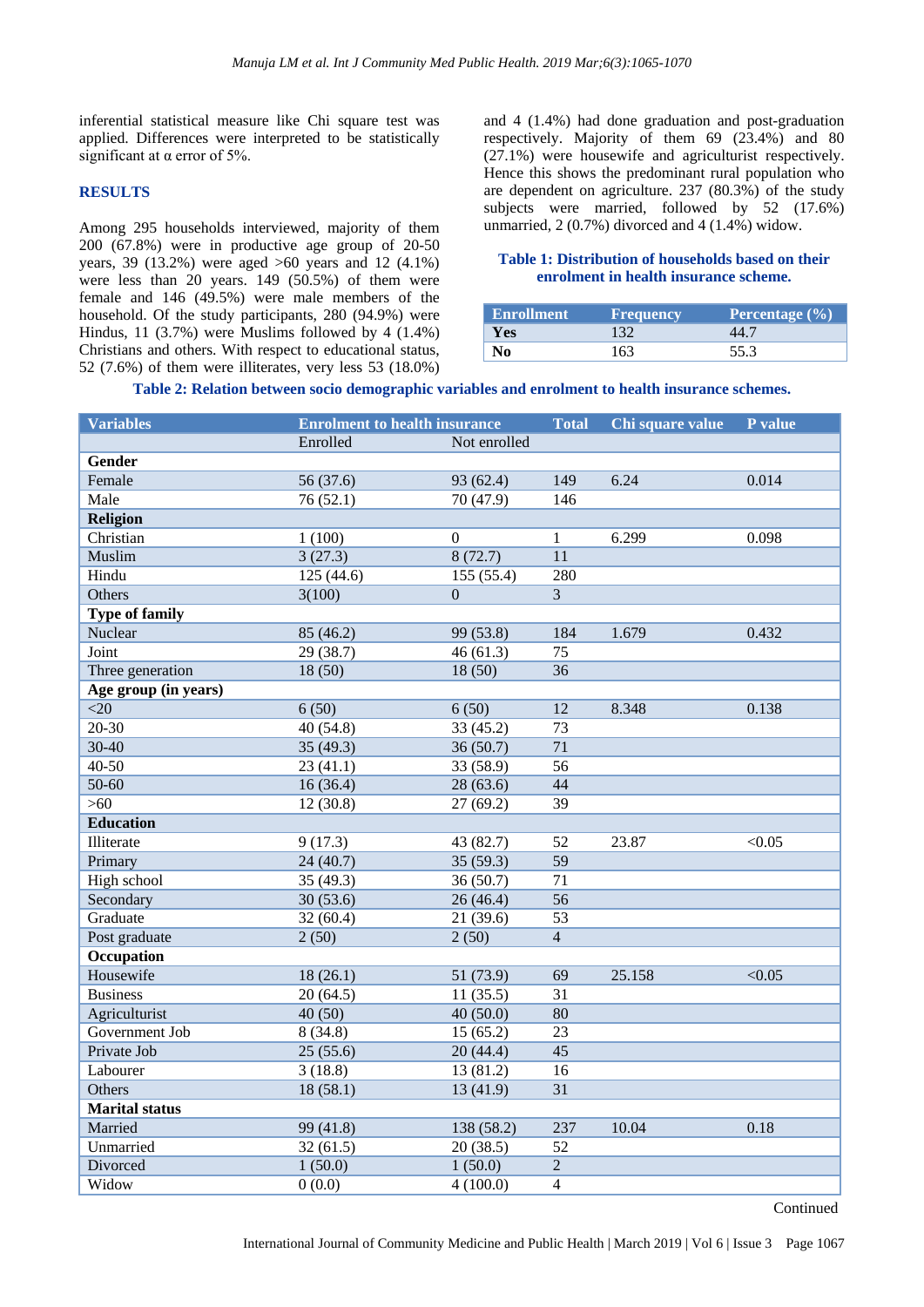inferential statistical measure like Chi square test was applied. Differences were interpreted to be statistically significant at α error of 5%.

## RESULTS

Among 295 households interviewed, majority of them 200 (67.8%) were in productive age group of 20-50 years, 39 (13.2%) were aged >60 years and 12 (4.1%) were less than 20 years. 149 (50.5%) of them were female and 146 (49.5%) were male members of the household. Of the study participants, 280 (94.9%) were Hindus, 11 (3.7%) were Muslims followed by 4 (1.4%) Christians and others. With respect to educational status, 52 (7.6%) of them were illiterates, very less 53 (18.0%) and 4 (1.4%) had done graduation and post-graduation respectively. Majority of them 69 (23.4%) and 80 (27.1%) were housewife and agriculturist respectively. Hence this shows the predominant rural population who are dependent on agriculture. 237 (80.3%) of the study subjects were married, followed by 52 (17.6%) unmarried, 2 (0.7%) divorced and 4 (1.4%) widow.

**Table 1: Distribution of households based on their enrolment in health insurance scheme.**

| Enrollment | Frequency | Percentage (%) |
|---|---|---|
| **Yes** | 132 | 44.7 |
| **No** | 163 | 55.3 |

**Table 2: Relation between socio demographic variables and enrolment to health insurance schemes.**

| Variables | Enrolment to health insurance | | Total | Chi square value | P value |
|---|---|---|---|---|---|
| | Enrolled | Not enrolled | | | |
| **Gender** | | | | | |
| Female | 56 (37.6) | 93 (62.4) | 149 | 6.24 | 0.014 |
| Male | 76 (52.1) | 70 (47.9) | 146 | | |
| **Religion** | | | | | |
| Christian | 1 (100) | 0 | 1 | 6.299 | 0.098 |
| Muslim | 3 (27.3) | 8 (72.7) | 11 | | |
| Hindu | 125 (44.6) | 155 (55.4) | 280 | | |
| Others | 3(100) | 0 | 3 | | |
| **Type of family** | | | | | |
| Nuclear | 85 (46.2) | 99 (53.8) | 184 | 1.679 | 0.432 |
| Joint | 29 (38.7) | 46 (61.3) | 75 | | |
| Three generation | 18 (50) | 18 (50) | 36 | | |
| **Age group (in years)** | | | | | |
| <20 | 6 (50) | 6 (50) | 12 | 8.348 | 0.138 |
| 20-30 | 40 (54.8) | 33 (45.2) | 73 | | |
| 30-40 | 35 (49.3) | 36 (50.7) | 71 | | |
| 40-50 | 23 (41.1) | 33 (58.9) | 56 | | |
| 50-60 | 16 (36.4) | 28 (63.6) | 44 | | |
| >60 | 12 (30.8) | 27 (69.2) | 39 | | |
| **Education** | | | | | |
| Illiterate | 9 (17.3) | 43 (82.7) | 52 | 23.87 | <0.05 |
| Primary | 24 (40.7) | 35 (59.3) | 59 | | |
| High school | 35 (49.3) | 36 (50.7) | 71 | | |
| Secondary | 30 (53.6) | 26 (46.4) | 56 | | |
| Graduate | 32 (60.4) | 21 (39.6) | 53 | | |
| Post graduate | 2 (50) | 2 (50) | 4 | | |
| **Occupation** | | | | | |
| Housewife | 18 (26.1) | 51 (73.9) | 69 | 25.158 | <0.05 |
| Business | 20 (64.5) | 11 (35.5) | 31 | | |
| Agriculturist | 40 (50) | 40 (50.0) | 80 | | |
| Government Job | 8 (34.8) | 15 (65.2) | 23 | | |
| Private Job | 25 (55.6) | 20 (44.4) | 45 | | |
| Labourer | 3 (18.8) | 13 (81.2) | 16 | | |
| Others | 18 (58.1) | 13 (41.9) | 31 | | |
| **Marital status** | | | | | |
| Married | 99 (41.8) | 138 (58.2) | 237 | 10.04 | 0.18 |
| Unmarried | 32 (61.5) | 20 (38.5) | 52 | | |
| Divorced | 1 (50.0) | 1 (50.0) | 2 | | |
| Widow | 0 (0.0) | 4 (100.0) | 4 | | |

Continued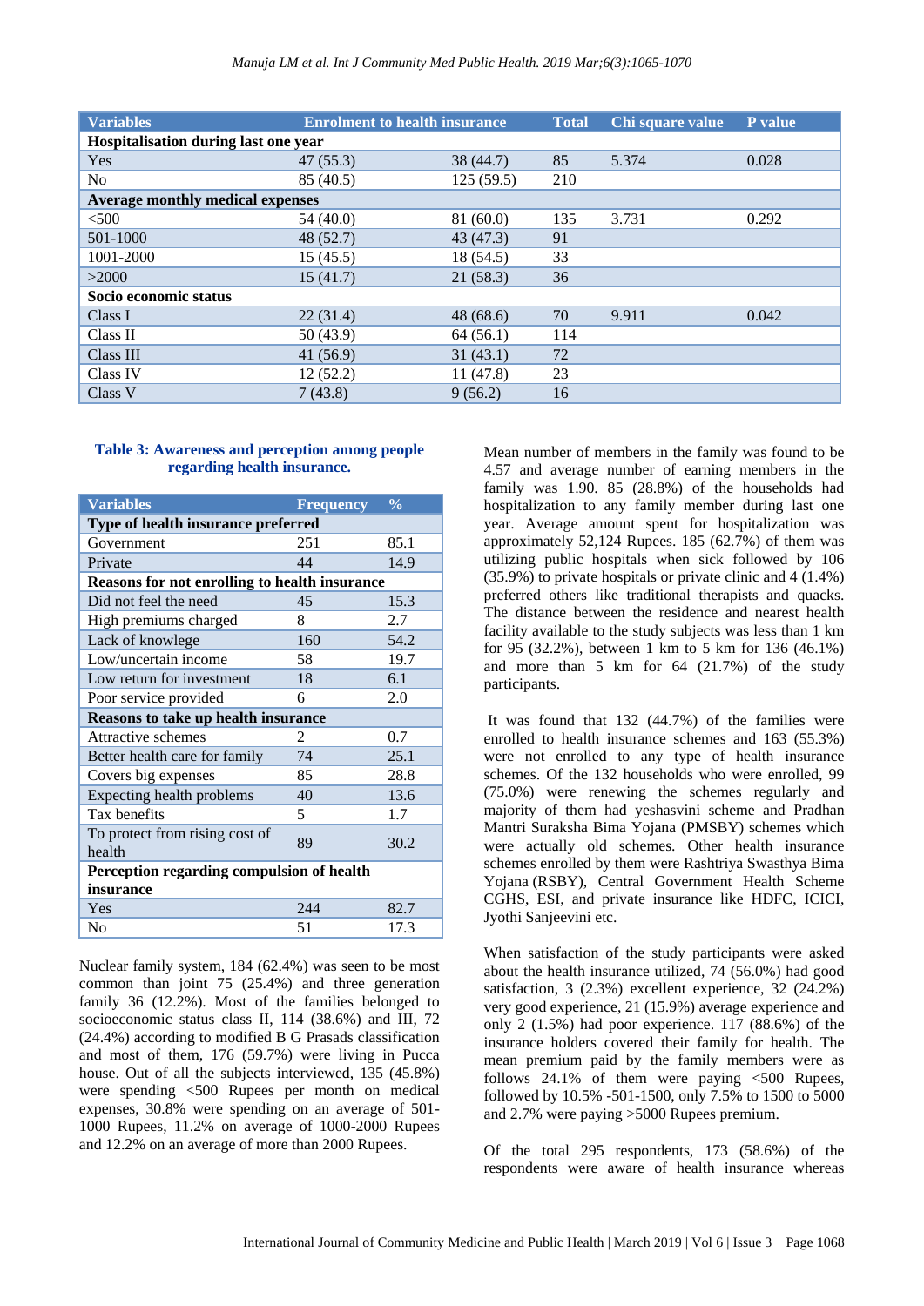| Variables | Enrolment to health insurance | | Total | Chi square value | P value |
|---|---|---|---|---|---|
| **Hospitalisation during last one year** | | | | | |
| Yes | 47 (55.3) | 38 (44.7) | 85 | 5.374 | 0.028 |
| No | 85 (40.5) | 125 (59.5) | 210 | | |
| **Average monthly medical expenses** | | | | | |
| <500 | 54 (40.0) | 81 (60.0) | 135 | 3.731 | 0.292 |
| 501-1000 | 48 (52.7) | 43 (47.3) | 91 | | |
| 1001-2000 | 15 (45.5) | 18 (54.5) | 33 | | |
| >2000 | 15 (41.7) | 21 (58.3) | 36 | | |
| **Socio economic status** | | | | | |
| Class I | 22 (31.4) | 48 (68.6) | 70 | 9.911 | 0.042 |
| Class II | 50 (43.9) | 64 (56.1) | 114 | | |
| Class III | 41 (56.9) | 31 (43.1) | 72 | | |
| Class IV | 12 (52.2) | 11 (47.8) | 23 | | |
| Class V | 7 (43.8) | 9 (56.2) | 16 | | |

**Table 3: Awareness and perception among people regarding health insurance.**

| Variables | Frequency | % |
|---|---|---|
| **Type of health insurance preferred** | | |
| Government | 251 | 85.1 |
| Private | 44 | 14.9 |
| **Reasons for not enrolling to health insurance** | | |
| Did not feel the need | 45 | 15.3 |
| High premiums charged | 8 | 2.7 |
| Lack of knowlege | 160 | 54.2 |
| Low/uncertain income | 58 | 19.7 |
| Low return for investment | 18 | 6.1 |
| Poor service provided | 6 | 2.0 |
| **Reasons to take up health insurance** | | |
| Attractive schemes | 2 | 0.7 |
| Better health care for family | 74 | 25.1 |
| Covers big expenses | 85 | 28.8 |
| Expecting health problems | 40 | 13.6 |
| Tax benefits | 5 | 1.7 |
| To protect from rising cost of health | 89 | 30.2 |
| **Perception regarding compulsion of health insurance** | | |
| Yes | 244 | 82.7 |
| No | 51 | 17.3 |

Nuclear family system, 184 (62.4%) was seen to be most common than joint 75 (25.4%) and three generation family 36 (12.2%). Most of the families belonged to socioeconomic status class II, 114 (38.6%) and III, 72 (24.4%) according to modified B G Prasads classification and most of them, 176 (59.7%) were living in Pucca house. Out of all the subjects interviewed, 135 (45.8%) were spending <500 Rupees per month on medical expenses, 30.8% were spending on an average of 501-1000 Rupees, 11.2% on average of 1000-2000 Rupees and 12.2% on an average of more than 2000 Rupees.

Mean number of members in the family was found to be 4.57 and average number of earning members in the family was 1.90. 85 (28.8%) of the households had hospitalization to any family member during last one year. Average amount spent for hospitalization was approximately 52,124 Rupees. 185 (62.7%) of them was utilizing public hospitals when sick followed by 106 (35.9%) to private hospitals or private clinic and 4 (1.4%) preferred others like traditional therapists and quacks. The distance between the residence and nearest health facility available to the study subjects was less than 1 km for 95 (32.2%), between 1 km to 5 km for 136 (46.1%) and more than 5 km for 64 (21.7%) of the study participants.

It was found that 132 (44.7%) of the families were enrolled to health insurance schemes and 163 (55.3%) were not enrolled to any type of health insurance schemes. Of the 132 households who were enrolled, 99 (75.0%) were renewing the schemes regularly and majority of them had yeshasvini scheme and Pradhan Mantri Suraksha Bima Yojana (PMSBY) schemes which were actually old schemes. Other health insurance schemes enrolled by them were Rashtriya Swasthya Bima Yojana (RSBY), Central Government Health Scheme CGHS, ESI, and private insurance like HDFC, ICICI, Jyothi Sanjeevini etc.

When satisfaction of the study participants were asked about the health insurance utilized, 74 (56.0%) had good satisfaction, 3 (2.3%) excellent experience, 32 (24.2%) very good experience, 21 (15.9%) average experience and only 2 (1.5%) had poor experience. 117 (88.6%) of the insurance holders covered their family for health. The mean premium paid by the family members were as follows 24.1% of them were paying <500 Rupees, followed by 10.5% -501-1500, only 7.5% to 1500 to 5000 and 2.7% were paying >5000 Rupees premium.

Of the total 295 respondents, 173 (58.6%) of the respondents were aware of health insurance whereas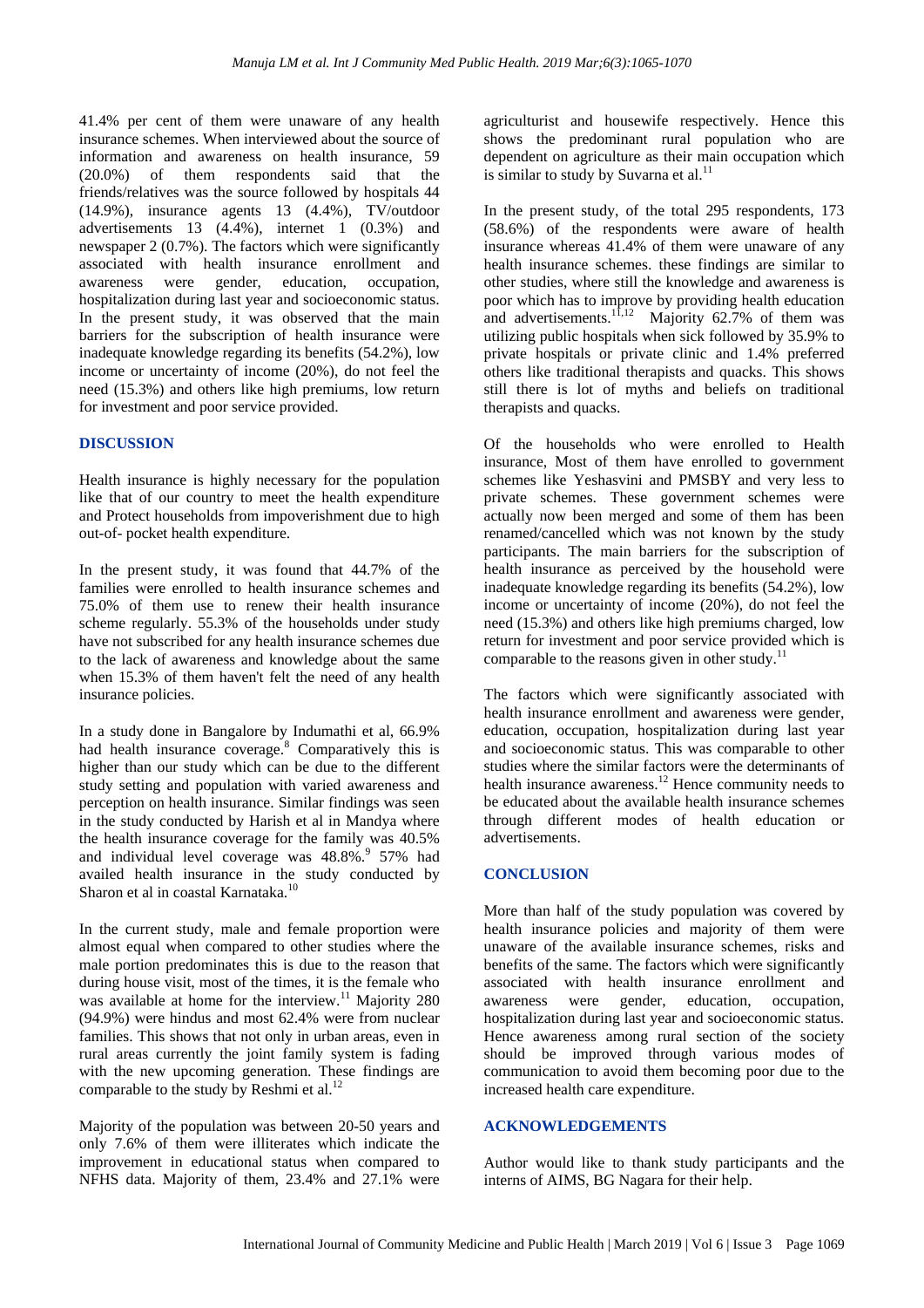41.4% per cent of them were unaware of any health insurance schemes. When interviewed about the source of information and awareness on health insurance, 59 (20.0%) of them respondents said that the friends/relatives was the source followed by hospitals 44 (14.9%), insurance agents 13 (4.4%), TV/outdoor advertisements 13 (4.4%), internet 1 (0.3%) and newspaper 2 (0.7%). The factors which were significantly associated with health insurance enrollment and awareness were gender, education, occupation, hospitalization during last year and socioeconomic status. In the present study, it was observed that the main barriers for the subscription of health insurance were inadequate knowledge regarding its benefits (54.2%), low income or uncertainty of income (20%), do not feel the need (15.3%) and others like high premiums, low return for investment and poor service provided.

## DISCUSSION

Health insurance is highly necessary for the population like that of our country to meet the health expenditure and Protect households from impoverishment due to high out-of- pocket health expenditure.

In the present study, it was found that 44.7% of the families were enrolled to health insurance schemes and 75.0% of them use to renew their health insurance scheme regularly. 55.3% of the households under study have not subscribed for any health insurance schemes due to the lack of awareness and knowledge about the same when 15.3% of them haven't felt the need of any health insurance policies.

In a study done in Bangalore by Indumathi et al, 66.9% had health insurance coverage.[8] Comparatively this is higher than our study which can be due to the different study setting and population with varied awareness and perception on health insurance. Similar findings was seen in the study conducted by Harish et al in Mandya where the health insurance coverage for the family was 40.5% and individual level coverage was 48.8%.[9] 57% had availed health insurance in the study conducted by Sharon et al in coastal Karnataka.[10]

In the current study, male and female proportion were almost equal when compared to other studies where the male portion predominates this is due to the reason that during house visit, most of the times, it is the female who was available at home for the interview.[11] Majority 280 (94.9%) were hindus and most 62.4% were from nuclear families. This shows that not only in urban areas, even in rural areas currently the joint family system is fading with the new upcoming generation. These findings are comparable to the study by Reshmi et al.[12]

Majority of the population was between 20-50 years and only 7.6% of them were illiterates which indicate the improvement in educational status when compared to NFHS data. Majority of them, 23.4% and 27.1% were agriculturist and housewife respectively. Hence this shows the predominant rural population who are dependent on agriculture as their main occupation which is similar to study by Suvarna et al.[11]

In the present study, of the total 295 respondents, 173 (58.6%) of the respondents were aware of health insurance whereas 41.4% of them were unaware of any health insurance schemes. these findings are similar to other studies, where still the knowledge and awareness is poor which has to improve by providing health education and advertisements.[11,12] Majority 62.7% of them was utilizing public hospitals when sick followed by 35.9% to private hospitals or private clinic and 1.4% preferred others like traditional therapists and quacks. This shows still there is lot of myths and beliefs on traditional therapists and quacks.

Of the households who were enrolled to Health insurance, Most of them have enrolled to government schemes like Yeshasvini and PMSBY and very less to private schemes. These government schemes were actually now been merged and some of them has been renamed/cancelled which was not known by the study participants. The main barriers for the subscription of health insurance as perceived by the household were inadequate knowledge regarding its benefits (54.2%), low income or uncertainty of income (20%), do not feel the need (15.3%) and others like high premiums charged, low return for investment and poor service provided which is comparable to the reasons given in other study.[11]

The factors which were significantly associated with health insurance enrollment and awareness were gender, education, occupation, hospitalization during last year and socioeconomic status. This was comparable to other studies where the similar factors were the determinants of health insurance awareness.[12] Hence community needs to be educated about the available health insurance schemes through different modes of health education or advertisements.

## CONCLUSION

More than half of the study population was covered by health insurance policies and majority of them were unaware of the available insurance schemes, risks and benefits of the same. The factors which were significantly associated with health insurance enrollment and awareness were gender, education, occupation, hospitalization during last year and socioeconomic status. Hence awareness among rural section of the society should be improved through various modes of communication to avoid them becoming poor due to the increased health care expenditure.

## ACKNOWLEDGEMENTS

Author would like to thank study participants and the interns of AIMS, BG Nagara for their help.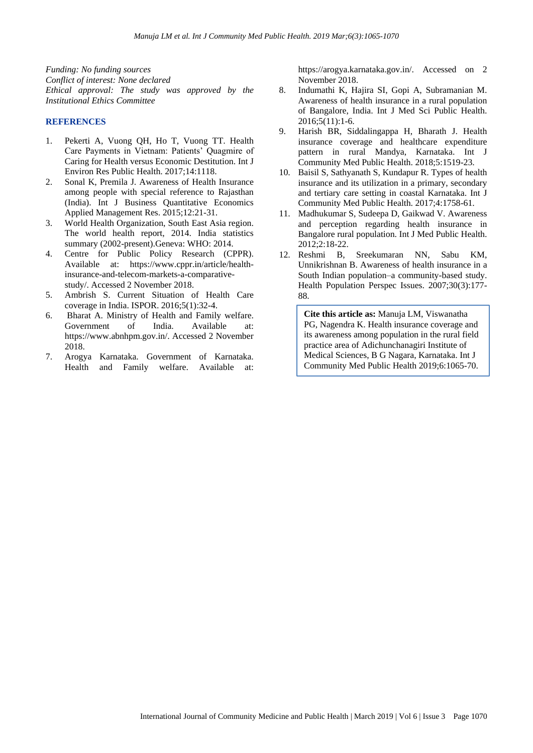*Funding: No funding sources*
*Conflict of interest: None declared*
*Ethical approval: The study was approved by the Institutional Ethics Committee*

## REFERENCES

1. Pekerti A, Vuong QH, Ho T, Vuong TT. Health Care Payments in Vietnam: Patients' Quagmire of Caring for Health versus Economic Destitution. Int J Environ Res Public Health. 2017;14:1118.
2. Sonal K, Premila J. Awareness of Health Insurance among people with special reference to Rajasthan (India). Int J Business Quantitative Economics Applied Management Res. 2015;12:21-31.
3. World Health Organization, South East Asia region. The world health report, 2014. India statistics summary (2002-present).Geneva: WHO: 2014.
4. Centre for Public Policy Research (CPPR). Available at: https://www.cppr.in/article/health-insurance-and-telecom-markets-a-comparative-study/. Accessed 2 November 2018.
5. Ambrish S. Current Situation of Health Care coverage in India. ISPOR. 2016;5(1):32-4.
6. Bharat A. Ministry of Health and Family welfare. Government of India. Available at: https://www.abnhpm.gov.in/. Accessed 2 November 2018.
7. Arogya Karnataka. Government of Karnataka. Health and Family welfare. Available at: https://arogya.karnataka.gov.in/. Accessed on 2 November 2018.
8. Indumathi K, Hajira SI, Gopi A, Subramanian M. Awareness of health insurance in a rural population of Bangalore, India. Int J Med Sci Public Health. 2016;5(11):1-6.
9. Harish BR, Siddalingappa H, Bharath J. Health insurance coverage and healthcare expenditure pattern in rural Mandya, Karnataka. Int J Community Med Public Health. 2018;5:1519-23.
10. Baisil S, Sathyanath S, Kundapur R. Types of health insurance and its utilization in a primary, secondary and tertiary care setting in coastal Karnataka. Int J Community Med Public Health. 2017;4:1758-61.
11. Madhukumar S, Sudeepa D, Gaikwad V. Awareness and perception regarding health insurance in Bangalore rural population. Int J Med Public Health. 2012;2:18-22.
12. Reshmi B, Sreekumaran NN, Sabu KM, Unnikrishnan B. Awareness of health insurance in a South Indian population–a community-based study. Health Population Perspec Issues. 2007;30(3):177-88.

**Cite this article as:** Manuja LM, Viswanatha PG, Nagendra K. Health insurance coverage and its awareness among population in the rural field practice area of Adichunchanagiri Institute of Medical Sciences, B G Nagara, Karnataka. Int J Community Med Public Health 2019;6:1065-70.